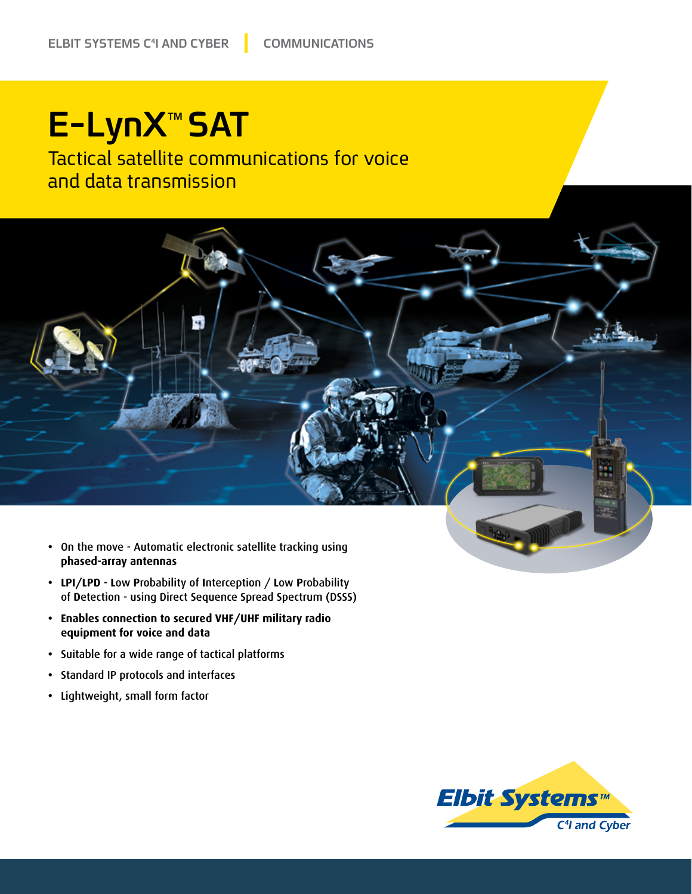ELBIT SYSTEMS C4I AND CYBER | COMMUNICATIONS

# E-LynX™ SAT

## Tactical satellite communications for voice and data transmission

- On the move - Automatic electronic satellite tracking using **phased-array antennas**
- **LPI/LPD** - **L**ow **P**robability of **I**nterception / **L**ow **P**robability of **D**etection - using Direct Sequence Spread Spectrum (DSSS)
- **Enables connection to secured VHF/UHF military radio equipment for voice and data**
- Suitable for a wide range of tactical platforms
- Standard IP protocols and interfaces
- Lightweight, small form factor

Elbit Systems™ C4I and Cyber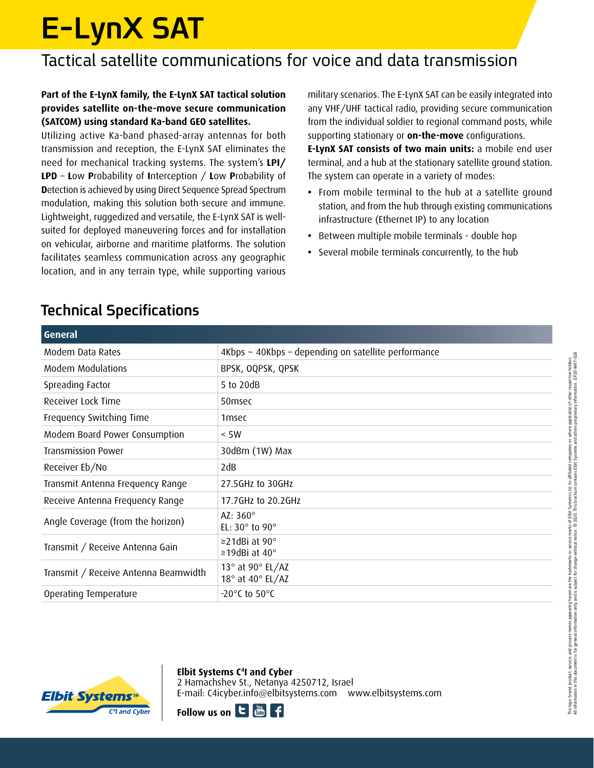# E-LynX SAT

## Tactical satellite communications for voice and data transmission

**Part of the E-LynX family, the E-LynX SAT tactical solution provides satellite on-the-move secure communication (SATCOM) using standard Ka-band GEO satellites.**

Utilizing active Ka-band phased-array antennas for both transmission and reception, the E-LynX SAT eliminates the need for mechanical tracking systems. The system's **LPI/LPD** – **L**ow **P**robability of **I**nterception / **L**ow **P**robability of **D**etection is achieved by using Direct Sequence Spread Spectrum modulation, making this solution both secure and immune. Lightweight, ruggedized and versatile, the E-LynX SAT is well-suited for deployed maneuvering forces and for installation on vehicular, airborne and maritime platforms. The solution facilitates seamless communication across any geographic location, and in any terrain type, while supporting various military scenarios. The E-LynX SAT can be easily integrated into any VHF/UHF tactical radio, providing secure communication from the individual soldier to regional command posts, while supporting stationary or **on-the-move** configurations.

**E-LynX SAT consists of two main units:** a mobile end user terminal, and a hub at the stationary satellite ground station. The system can operate in a variety of modes:

- From mobile terminal to the hub at a satellite ground station, and from the hub through existing communications infrastructure (Ethernet IP) to any location
- Between multiple mobile terminals - double hop
- Several mobile terminals concurrently, to the hub

## Technical Specifications

| General | |
|---|---|
| Modem Data Rates | 4Kbps ~ 40Kbps – depending on satellite performance |
| Modem Modulations | BPSK, OQPSK, QPSK |
| Spreading Factor | 5 to 20dB |
| Receiver Lock Time | 50msec |
| Frequency Switching Time | 1msec |
| Modem Board Power Consumption | < 5W |
| Transmission Power | 30dBm (1W) Max |
| Receiver Eb/No | 2dB |
| Transmit Antenna Frequency Range | 27.5GHz to 30GHz |
| Receive Antenna Frequency Range | 17.7GHz to 20.2GHz |
| Angle Coverage (from the horizon) | AZ: 360°<br>EL: 30° to 90° |
| Transmit / Receive Antenna Gain | ≥21dBi at 90°<br>≥19dBi at 40° |
| Transmit / Receive Antenna Beamwidth | 13° at 90° EL/AZ<br>18° at 40° EL/AZ |
| Operating Temperature | -20°C to 50°C |

Elbit Systems C4I and Cyber

**Elbit Systems C4I and Cyber**
2 Hamachshev St., Netanya 4250712, Israel
E-mail: C4icyber.info@elbitsystems.com www.elbitsystems.com

**Follow us on**

The logo brand product, service, and process names appearing herein are the trademarks or service marks of Elbit Systems Ltd., its affiliated companies or, where applicable, of other respective holders. All information in this document is for general information only, and is subject for change without notice. © 2020. This brochure contains Elbit Systems and others proprietary information. EP20-MKT-028